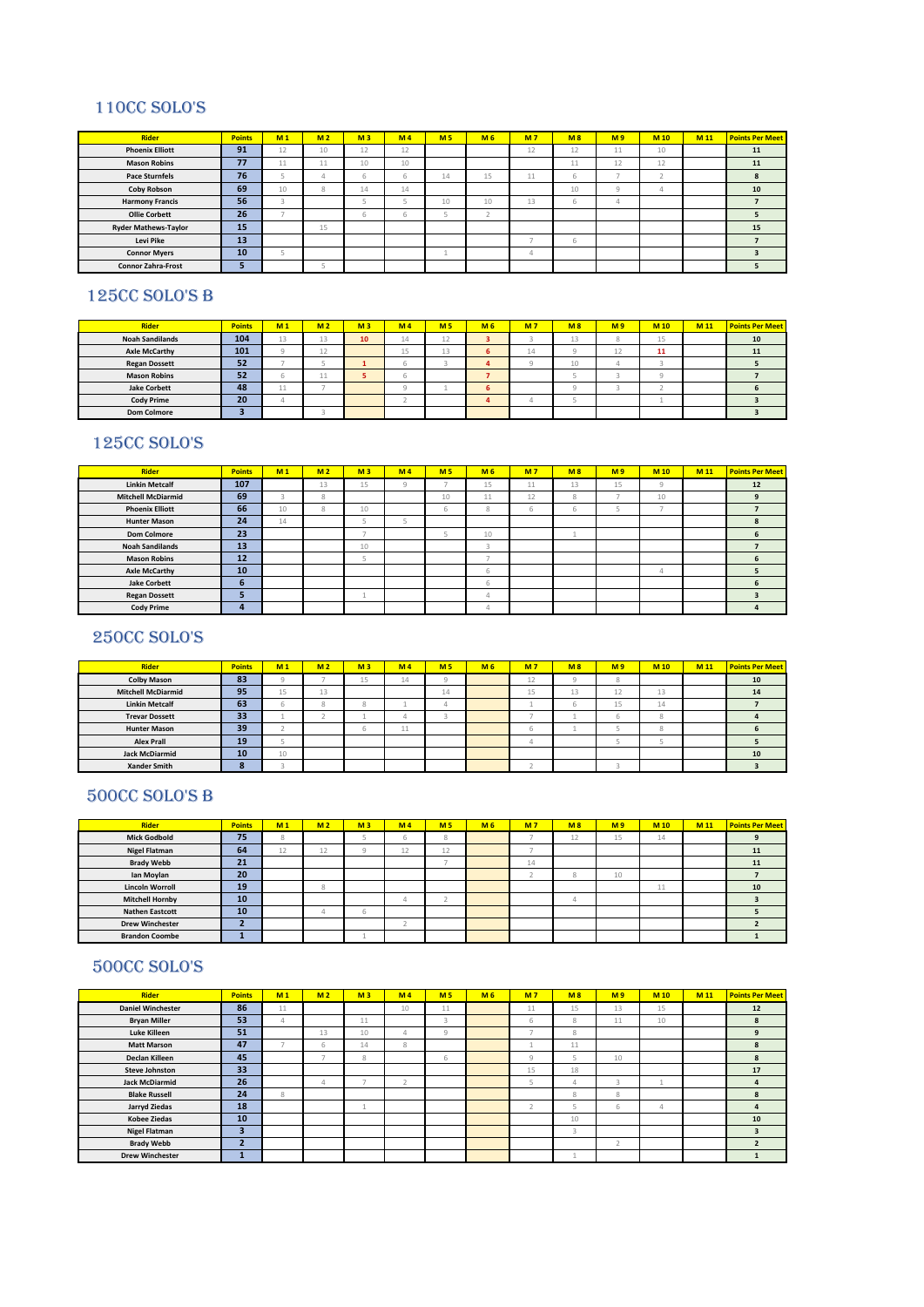## 110CC SOLO'S

| Rider | Points | M 1 | M 2 | M 3 | M 4 | M 5 | M 6 | M 7 | M 8 | M 9 | M 10 | M 11 | Points Per Meet |
|---|---|---|---|---|---|---|---|---|---|---|---|---|---|
| Phoenix Elliott | 91 | 12 | 10 | 12 | 12 | | | 12 | 12 | 11 | 10 | | 11 |
| Mason Robins | 77 | 11 | 11 | 10 | 10 | | | | 11 | 12 | 12 | | 11 |
| Pace Sturnfels | 76 | 5 | 4 | 6 | 6 | 14 | 15 | 11 | 6 | 7 | 2 | | 8 |
| Coby Robson | 69 | 10 | 8 | 14 | 14 | | | | 10 | 9 | 4 | | 10 |
| Harmony Francis | 56 | 3 | | 5 | 5 | 10 | 10 | 13 | 6 | 4 | | | 7 |
| Ollie Corbett | 26 | 7 | | 6 | 6 | 5 | 2 | | | | | | 5 |
| Ryder Mathews-Taylor | 15 | | 15 | | | | | | | | | | 15 |
| Levi Pike | 13 | | | | | | | 7 | 6 | | | | 7 |
| Connor Myers | 10 | 5 | | | | 1 | | 4 | | | | | 3 |
| Connor Zahra-Frost | 5 | | 5 | | | | | | | | | | 5 |

## 125CC SOLO'S B

| Rider | Points | M 1 | M 2 | M 3 | M 4 | M 5 | M 6 | M 7 | M 8 | M 9 | M 10 | M 11 | Points Per Meet |
|---|---|---|---|---|---|---|---|---|---|---|---|---|---|
| Noah Sandilands | 104 | 13 | 13 | 10 | 14 | 12 | 3 | 3 | 13 | 8 | 15 | | 10 |
| Axle McCarthy | 101 | 9 | 12 | | 15 | 13 | 6 | 14 | 9 | 12 | 11 | | 11 |
| Regan Dossett | 52 | 7 | 5 | 1 | 6 | 3 | 4 | 9 | 10 | 4 | 3 | | 5 |
| Mason Robins | 52 | 6 | 11 | 5 | 6 | | 7 | | 5 | 3 | 9 | | 7 |
| Jake Corbett | 48 | 11 | 7 | | 9 | 1 | 6 | | 9 | 3 | 2 | | 6 |
| Cody Prime | 20 | 4 | | | 2 | | 4 | 4 | 5 | | 1 | | 3 |
| Dom Colmore | 3 | | 3 | | | | | | | | | | 3 |

## 125CC SOLO'S

| Rider | Points | M 1 | M 2 | M 3 | M 4 | M 5 | M 6 | M 7 | M 8 | M 9 | M 10 | M 11 | Points Per Meet |
|---|---|---|---|---|---|---|---|---|---|---|---|---|---|
| Linkin Metcalf | 107 | | 13 | 15 | 9 | 7 | 15 | 11 | 13 | 15 | 9 | | 12 |
| Mitchell McDiarmid | 69 | 3 | 8 | | | 10 | 11 | 12 | 8 | 7 | 10 | | 9 |
| Phoenix Elliott | 66 | 10 | 8 | 10 | | 6 | 8 | 6 | 6 | 5 | 7 | | 7 |
| Hunter Mason | 24 | 14 | | 5 | 5 | | | | | | | | 8 |
| Dom Colmore | 23 | | | 7 | | 5 | 10 | | 1 | | | | 6 |
| Noah Sandilands | 13 | | | 10 | | | 3 | | | | | | 7 |
| Mason Robins | 12 | | | 5 | | | 7 | | | | | | 6 |
| Axle McCarthy | 10 | | | | | | 6 | | | | 4 | | 5 |
| Jake Corbett | 6 | | | | | | 6 | | | | | | 6 |
| Regan Dossett | 5 | | | 1 | | | 4 | | | | | | 3 |
| Cody Prime | 4 | | | | | | 4 | | | | | | 4 |

## 250CC SOLO'S

| Rider | Points | M 1 | M 2 | M 3 | M 4 | M 5 | M 6 | M 7 | M 8 | M 9 | M 10 | M 11 | Points Per Meet |
|---|---|---|---|---|---|---|---|---|---|---|---|---|---|
| Colby Mason | 83 | 9 | 7 | 15 | 14 | 9 | | 12 | 9 | 8 | | | 10 |
| Mitchell McDiarmid | 95 | 15 | 13 | | | 14 | | 15 | 13 | 12 | 13 | | 14 |
| Linkin Metcalf | 63 | 6 | 8 | 8 | 1 | 4 | | 1 | 6 | 15 | 14 | | 7 |
| Trevar Dossett | 33 | 1 | 2 | 1 | 4 | 3 | | 7 | 1 | 6 | 8 | | 4 |
| Hunter Mason | 39 | 2 | | 6 | 11 | | | 6 | 1 | 5 | 8 | | 6 |
| Alex Prall | 19 | 5 | | | | | | 4 | | 5 | 5 | | 5 |
| Jack McDiarmid | 10 | 10 | | | | | | | | | | | 10 |
| Xander Smith | 8 | 3 | | | | | | 2 | | 3 | | | 3 |

## 500CC SOLO'S B

| Rider | Points | M 1 | M 2 | M 3 | M 4 | M 5 | M 6 | M 7 | M 8 | M 9 | M 10 | M 11 | Points Per Meet |
|---|---|---|---|---|---|---|---|---|---|---|---|---|---|
| Mick Godbold | 75 | 8 | | 5 | 6 | 8 | | 7 | 12 | 15 | 14 | | 9 |
| Nigel Flatman | 64 | 12 | 12 | 9 | 12 | 12 | | 7 | | | | | 11 |
| Brady Webb | 21 | | | | | 7 | | 14 | | | | | 11 |
| Ian Moylan | 20 | | | | | | | 2 | 8 | 10 | | | 7 |
| Lincoln Worrall | 19 | | 8 | | | | | | | | 11 | | 10 |
| Mitchell Hornby | 10 | | | | 4 | 2 | | | 4 | | | | 3 |
| Nathen Eastcott | 10 | | 4 | 6 | | | | | | | | | 5 |
| Drew Winchester | 2 | | | | 2 | | | | | | | | 2 |
| Brandon Coombe | 1 | | | 1 | | | | | | | | | 1 |

## 500CC SOLO'S

| Rider | Points | M 1 | M 2 | M 3 | M 4 | M 5 | M 6 | M 7 | M 8 | M 9 | M 10 | M 11 | Points Per Meet |
|---|---|---|---|---|---|---|---|---|---|---|---|---|---|
| Daniel Winchester | 86 | 11 | | | 10 | 11 | | 11 | 15 | 13 | 15 | | 12 |
| Bryan Miller | 53 | 4 | | 11 | | 3 | | 6 | 8 | 11 | 10 | | 8 |
| Luke Killeen | 51 | | 13 | 10 | 4 | 9 | | 7 | 8 | | | | 9 |
| Matt Marson | 47 | 7 | 6 | 14 | 8 | | | 1 | 11 | | | | 8 |
| Declan Killeen | 45 | | 7 | 8 | | 6 | | 9 | 5 | 10 | | | 8 |
| Steve Johnston | 33 | | | | | | | 15 | 18 | | | | 17 |
| Jack McDiarmid | 26 | | 4 | 7 | 2 | | | 5 | 4 | 3 | 1 | | 4 |
| Blake Russell | 24 | 8 | | | | | | | 8 | 8 | | | 8 |
| Jarryd Ziedas | 18 | | | 1 | | | | 2 | 5 | 6 | 4 | | 4 |
| Kobee Ziedas | 10 | | | | | | | | 10 | | | | 10 |
| Nigel Flatman | 3 | | | | | | | | 3 | | | | 3 |
| Brady Webb | 2 | | | | | | | | | 2 | | | 2 |
| Drew Winchester | 1 | | | | | | | | 1 | | | | 1 |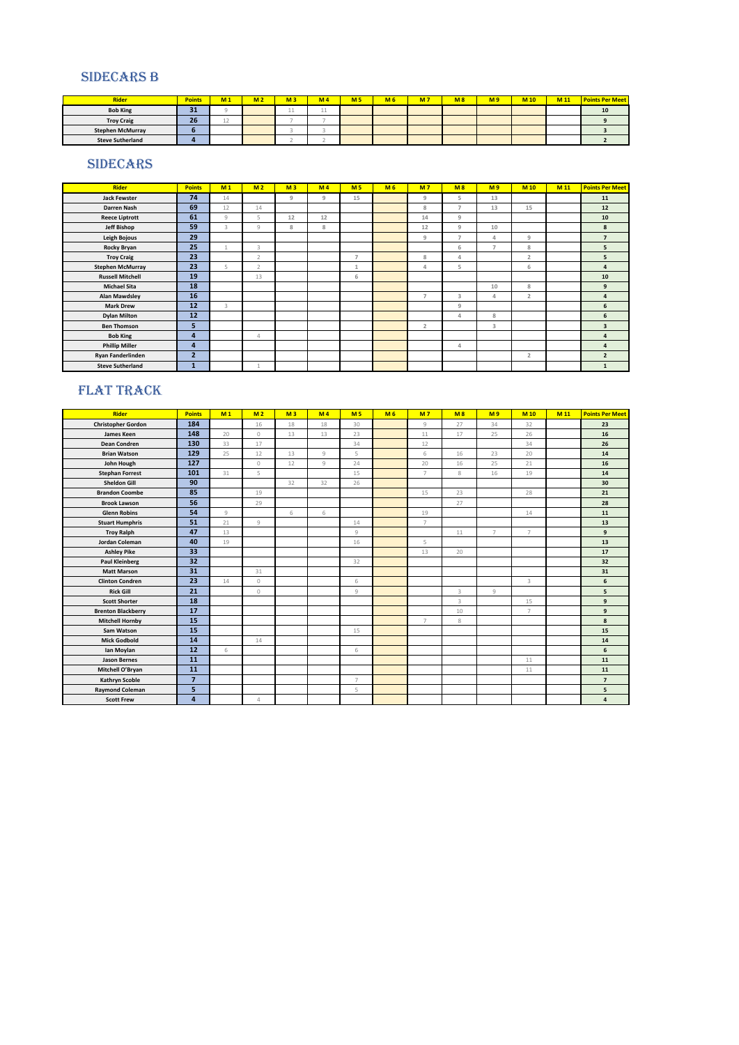## SIDECARS B

| Rider | Points | M 1 | M 2 | M 3 | M 4 | M 5 | M 6 | M 7 | M 8 | M 9 | M 10 | M 11 | Points Per Meet |
|---|---|---|---|---|---|---|---|---|---|---|---|---|---|
| Bob King | 31 | 9 | | 11 | 11 | | | | | | | | 10 |
| Troy Craig | 26 | 12 | | 7 | 7 | | | | | | | | 9 |
| Stephen McMurray | 6 | | | 3 | 3 | | | | | | | | 3 |
| Steve Sutherland | 4 | | | 2 | 2 | | | | | | | | 2 |

## SIDECARS

| Rider | Points | M 1 | M 2 | M 3 | M 4 | M 5 | M 6 | M 7 | M 8 | M 9 | M 10 | M 11 | Points Per Meet |
|---|---|---|---|---|---|---|---|---|---|---|---|---|---|
| Jack Fewster | 74 | 14 | | 9 | 9 | 15 | | 9 | 5 | 13 | | | 11 |
| Darren Nash | 69 | 12 | 14 | | | | | 8 | 7 | 13 | 15 | | 12 |
| Reece Liptrott | 61 | 9 | 5 | 12 | 12 | | | 14 | 9 | | | | 10 |
| Jeff Bishop | 59 | 3 | 9 | 8 | 8 | | | 12 | 9 | 10 | | | 8 |
| Leigh Bojous | 29 | | | | | | | 9 | 7 | 4 | 9 | | 7 |
| Rocky Bryan | 25 | 1 | 3 | | | | | | 6 | 7 | 8 | | 5 |
| Troy Craig | 23 | | 2 | | | 7 | | 8 | 4 | | 2 | | 5 |
| Stephen McMurray | 23 | 5 | 2 | | | 1 | | 4 | 5 | | 6 | | 4 |
| Russell Mitchell | 19 | | 13 | | | 6 | | | | | | | 10 |
| Michael Sita | 18 | | | | | | | | | 10 | 8 | | 9 |
| Alan Mawdsley | 16 | | | | | | | 7 | 3 | 4 | 2 | | 4 |
| Mark Drew | 12 | 3 | | | | | | | 9 | | | | 6 |
| Dylan Milton | 12 | | | | | | | | 4 | 8 | | | 6 |
| Ben Thomson | 5 | | | | | | | 2 | | 3 | | | 3 |
| Bob King | 4 | | 4 | | | | | | | | | | 4 |
| Phillip Miller | 4 | | | | | | | | 4 | | | | 4 |
| Ryan Fanderlinden | 2 | | | | | | | | | | 2 | | 2 |
| Steve Sutherland | 1 | | 1 | | | | | | | | | | 1 |

## FLAT TRACK

| Rider | Points | M 1 | M 2 | M 3 | M 4 | M 5 | M 6 | M 7 | M 8 | M 9 | M 10 | M 11 | Points Per Meet |
|---|---|---|---|---|---|---|---|---|---|---|---|---|---|
| Christopher Gordon | 184 | | 16 | 18 | 18 | 30 | | 9 | 27 | 34 | 32 | | 23 |
| James Keen | 148 | 20 | 0 | 13 | 13 | 23 | | 11 | 17 | 25 | 26 | | 16 |
| Dean Condren | 130 | 33 | 17 | | | 34 | | 12 | | | 34 | | 26 |
| Brian Watson | 129 | 25 | 12 | 13 | 9 | 5 | | 6 | 16 | 23 | 20 | | 14 |
| John Hough | 127 | | 0 | 12 | 9 | 24 | | 20 | 16 | 25 | 21 | | 16 |
| Stephan Forrest | 101 | 31 | 5 | | | 15 | | 7 | 8 | 16 | 19 | | 14 |
| Sheldon Gill | 90 | | | 32 | 32 | 26 | | | | | | | 30 |
| Brandon Coombe | 85 | | 19 | | | | | 15 | 23 | | 28 | | 21 |
| Brook Lawson | 56 | | 29 | | | | | | 27 | | | | 28 |
| Glenn Robins | 54 | 9 | | 6 | 6 | | | 19 | | | 14 | | 11 |
| Stuart Humphris | 51 | 21 | 9 | | | 14 | | 7 | | | | | 13 |
| Troy Ralph | 47 | 13 | | | | 9 | | | 11 | 7 | 7 | | 9 |
| Jordan Coleman | 40 | 19 | | | | 16 | | 5 | | | | | 13 |
| Ashley Pike | 33 | | | | | | | 13 | 20 | | | | 17 |
| Paul Kleinberg | 32 | | | | | 32 | | | | | | | 32 |
| Matt Marson | 31 | | 31 | | | | | | | | | | 31 |
| Clinton Condren | 23 | 14 | 0 | | | 6 | | | | | 3 | | 6 |
| Rick Gill | 21 | | 0 | | | 9 | | | 3 | 9 | | | 5 |
| Scott Shorter | 18 | | | | | | | | 3 | | 15 | | 9 |
| Brenton Blackberry | 17 | | | | | | | | 10 | | 7 | | 9 |
| Mitchell Hornby | 15 | | | | | | | 7 | 8 | | | | 8 |
| Sam Watson | 15 | | | | | 15 | | | | | | | 15 |
| Mick Godbold | 14 | | 14 | | | | | | | | | | 14 |
| Ian Moylan | 12 | 6 | | | | 6 | | | | | | | 6 |
| Jason Bernes | 11 | | | | | | | | | | 11 | | 11 |
| Mitchell O'Bryan | 11 | | | | | | | | | | 11 | | 11 |
| Kathryn Scoble | 7 | | | | | 7 | | | | | | | 7 |
| Raymond Coleman | 5 | | | | | 5 | | | | | | | 5 |
| Scott Frew | 4 | | 4 | | | | | | | | | | 4 |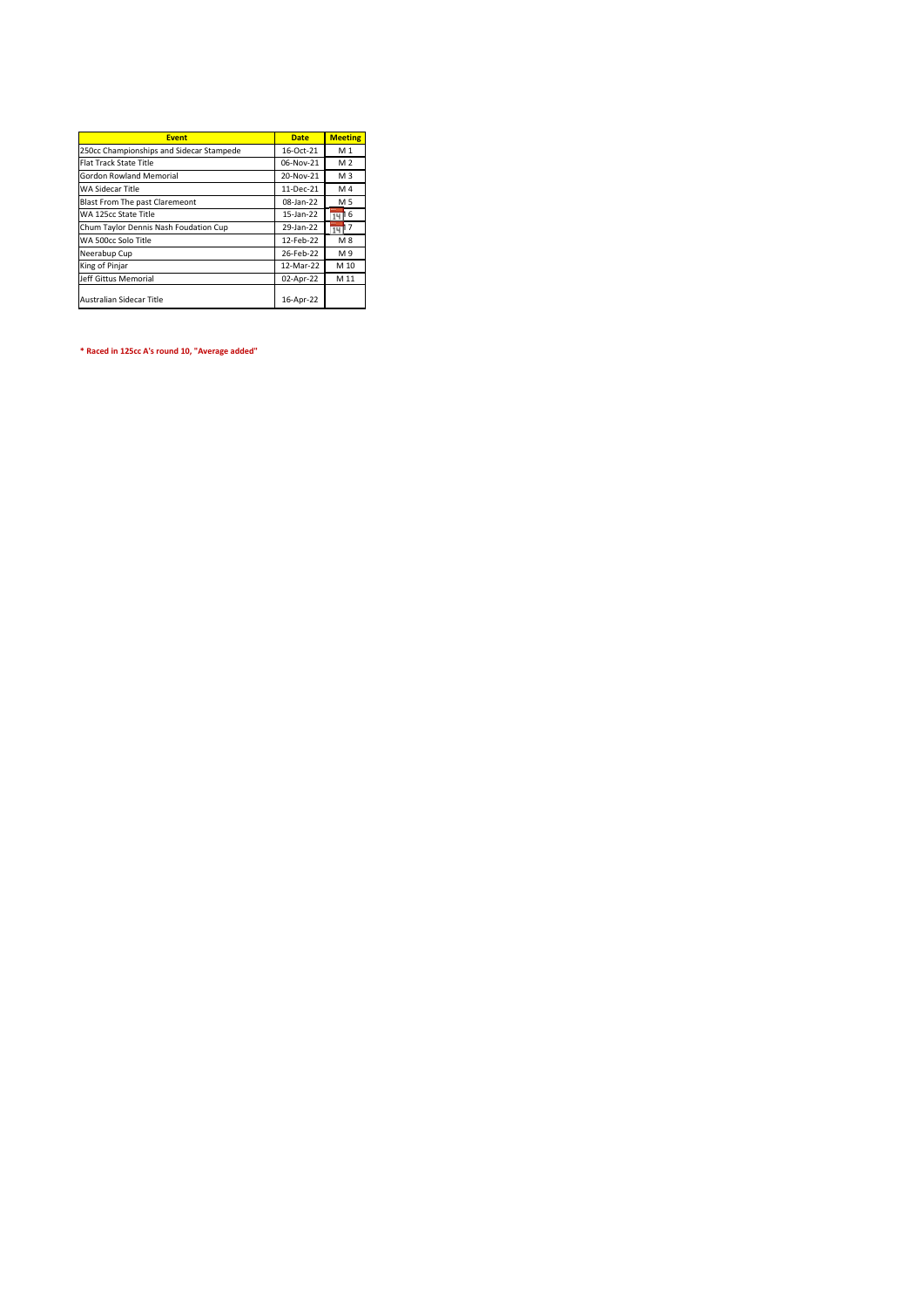| Event | Date | Meeting |
|---|---|---|
| 250cc Championships and Sidecar Stampede | 16-Oct-21 | M 1 |
| Flat Track State Title | 06-Nov-21 | M 2 |
| Gordon Rowland Memorial | 20-Nov-21 | M 3 |
| WA Sidecar Title | 11-Dec-21 | M 4 |
| Blast From The past Claremeont | 08-Jan-22 | M 5 |
| WA 125cc State Title | 15-Jan-22 | 6 |
| Chum Taylor Dennis Nash Foudation Cup | 29-Jan-22 | 7 |
| WA 500cc Solo Title | 12-Feb-22 | M 8 |
| Neerabup Cup | 26-Feb-22 | M 9 |
| King of Pinjar | 12-Mar-22 | M 10 |
| Jeff Gittus Memorial | 02-Apr-22 | M 11 |
| Australian Sidecar Title | 16-Apr-22 | |

**\* Raced in 125cc A's round 10, "Average added"**